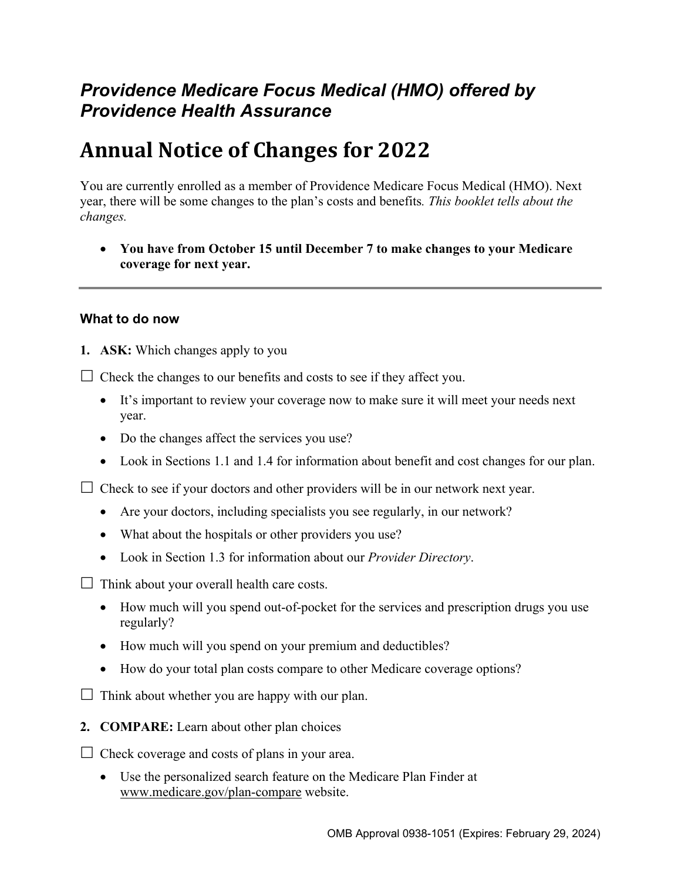## *Providence Medicare Focus Medical (HMO) offered by Providence Health Assurance*

# Annual Notice of Changes for 2022

You are currently enrolled as a member of Providence Medicare Focus Medical (HMO). Next year, there will be some changes to the plan's costs and benefits. *This booklet tells about the changes.*

- **You have from October 15 until December 7 to make changes to your Medicare coverage for next year.**

---

### What to do now

1. **ASK:** Which changes apply to you

☐ Check the changes to our benefits and costs to see if they affect you.

- It's important to review your coverage now to make sure it will meet your needs next year.
- Do the changes affect the services you use?
- Look in Sections 1.1 and 1.4 for information about benefit and cost changes for our plan.

☐ Check to see if your doctors and other providers will be in our network next year.

- Are your doctors, including specialists you see regularly, in our network?
- What about the hospitals or other providers you use?
- Look in Section 1.3 for information about our *Provider Directory*.

☐ Think about your overall health care costs.

- How much will you spend out-of-pocket for the services and prescription drugs you use regularly?
- How much will you spend on your premium and deductibles?
- How do your total plan costs compare to other Medicare coverage options?

☐ Think about whether you are happy with our plan.

2. **COMPARE:** Learn about other plan choices

☐ Check coverage and costs of plans in your area.

- Use the personalized search feature on the Medicare Plan Finder at www.medicare.gov/plan-compare website.

OMB Approval 0938-1051 (Expires: February 29, 2024)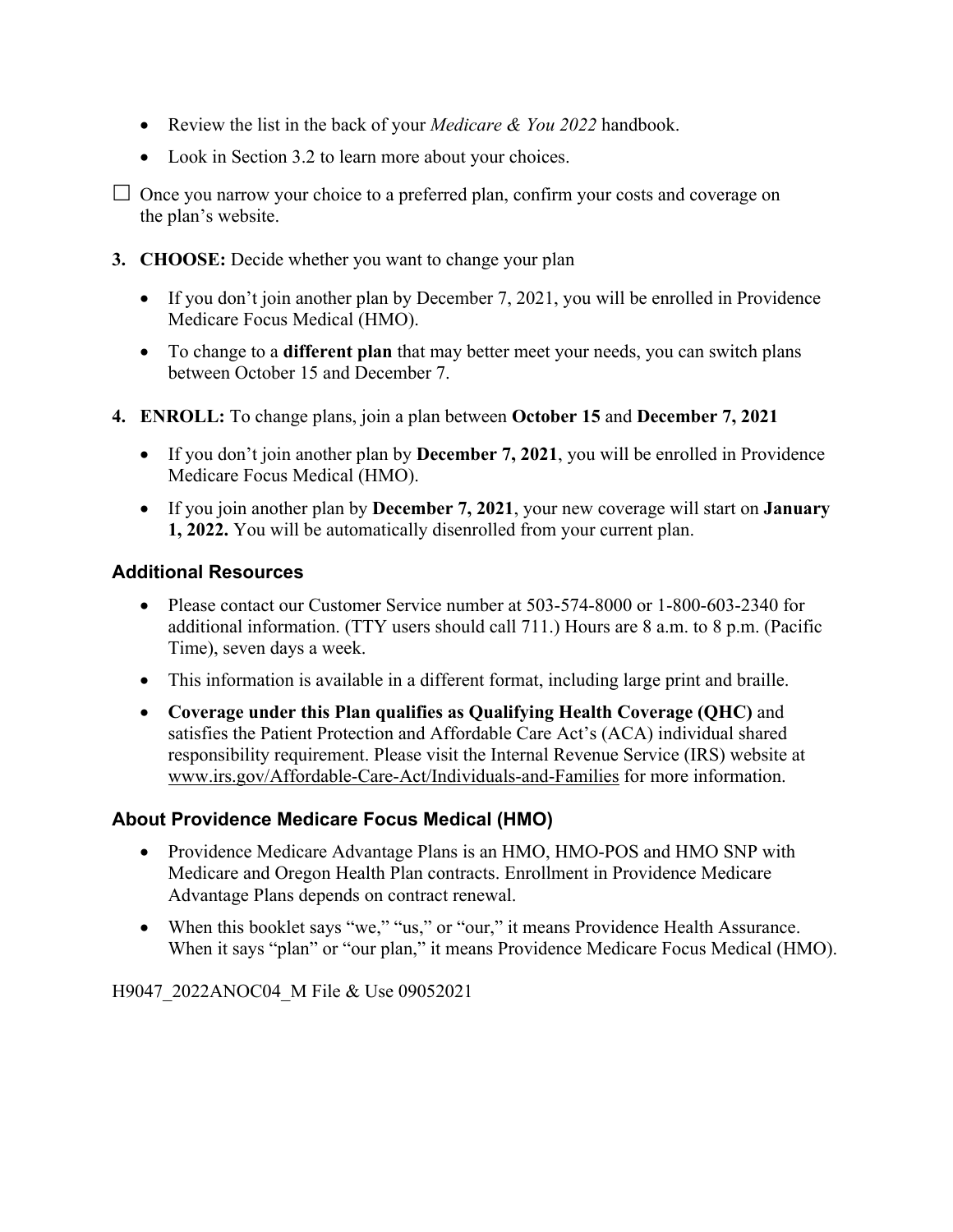- Review the list in the back of your *Medicare & You 2022* handbook.
- Look in Section 3.2 to learn more about your choices.

☐ Once you narrow your choice to a preferred plan, confirm your costs and coverage on the plan's website.

3. **CHOOSE:** Decide whether you want to change your plan
   - If you don't join another plan by December 7, 2021, you will be enrolled in Providence Medicare Focus Medical (HMO).
   - To change to a **different plan** that may better meet your needs, you can switch plans between October 15 and December 7.

4. **ENROLL:** To change plans, join a plan between **October 15** and **December 7, 2021**
   - If you don't join another plan by **December 7, 2021**, you will be enrolled in Providence Medicare Focus Medical (HMO).
   - If you join another plan by **December 7, 2021**, your new coverage will start on **January 1, 2022.** You will be automatically disenrolled from your current plan.

## Additional Resources

- Please contact our Customer Service number at 503-574-8000 or 1-800-603-2340 for additional information. (TTY users should call 711.) Hours are 8 a.m. to 8 p.m. (Pacific Time), seven days a week.
- This information is available in a different format, including large print and braille.
- **Coverage under this Plan qualifies as Qualifying Health Coverage (QHC)** and satisfies the Patient Protection and Affordable Care Act's (ACA) individual shared responsibility requirement. Please visit the Internal Revenue Service (IRS) website at www.irs.gov/Affordable-Care-Act/Individuals-and-Families for more information.

## About Providence Medicare Focus Medical (HMO)

- Providence Medicare Advantage Plans is an HMO, HMO-POS and HMO SNP with Medicare and Oregon Health Plan contracts. Enrollment in Providence Medicare Advantage Plans depends on contract renewal.
- When this booklet says "we," "us," or "our," it means Providence Health Assurance. When it says "plan" or "our plan," it means Providence Medicare Focus Medical (HMO).

H9047_2022ANOC04_M File & Use 09052021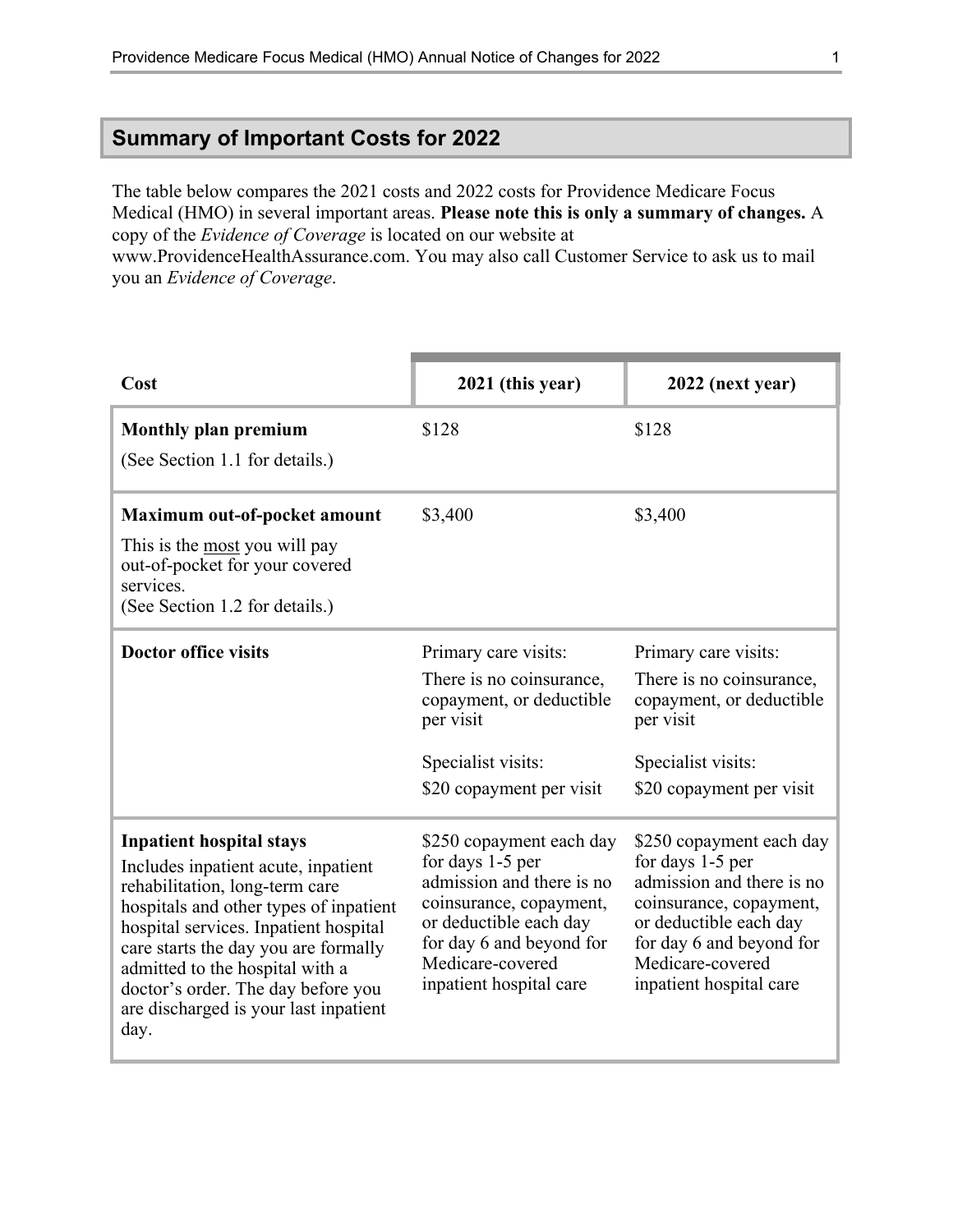## Summary of Important Costs for 2022

The table below compares the 2021 costs and 2022 costs for Providence Medicare Focus Medical (HMO) in several important areas. **Please note this is only a summary of changes.** A copy of the *Evidence of Coverage* is located on our website at www.ProvidenceHealthAssurance.com. You may also call Customer Service to ask us to mail you an *Evidence of Coverage*.

| Cost | 2021 (this year) | 2022 (next year) |
|---|---|---|
| **Monthly plan premium**<br>(See Section 1.1 for details.) | $128 | $128 |
| **Maximum out-of-pocket amount**<br>This is the most you will pay out-of-pocket for your covered services.<br>(See Section 1.2 for details.) | $3,400 | $3,400 |
| **Doctor office visits** | Primary care visits:<br>There is no coinsurance, copayment, or deductible per visit<br><br>Specialist visits:<br>$20 copayment per visit | Primary care visits:<br>There is no coinsurance, copayment, or deductible per visit<br><br>Specialist visits:<br>$20 copayment per visit |
| **Inpatient hospital stays**<br>Includes inpatient acute, inpatient rehabilitation, long-term care hospitals and other types of inpatient hospital services. Inpatient hospital care starts the day you are formally admitted to the hospital with a doctor's order. The day before you are discharged is your last inpatient day. | $250 copayment each day for days 1-5 per admission and there is no coinsurance, copayment, or deductible each day for day 6 and beyond for Medicare-covered inpatient hospital care | $250 copayment each day for days 1-5 per admission and there is no coinsurance, copayment, or deductible each day for day 6 and beyond for Medicare-covered inpatient hospital care |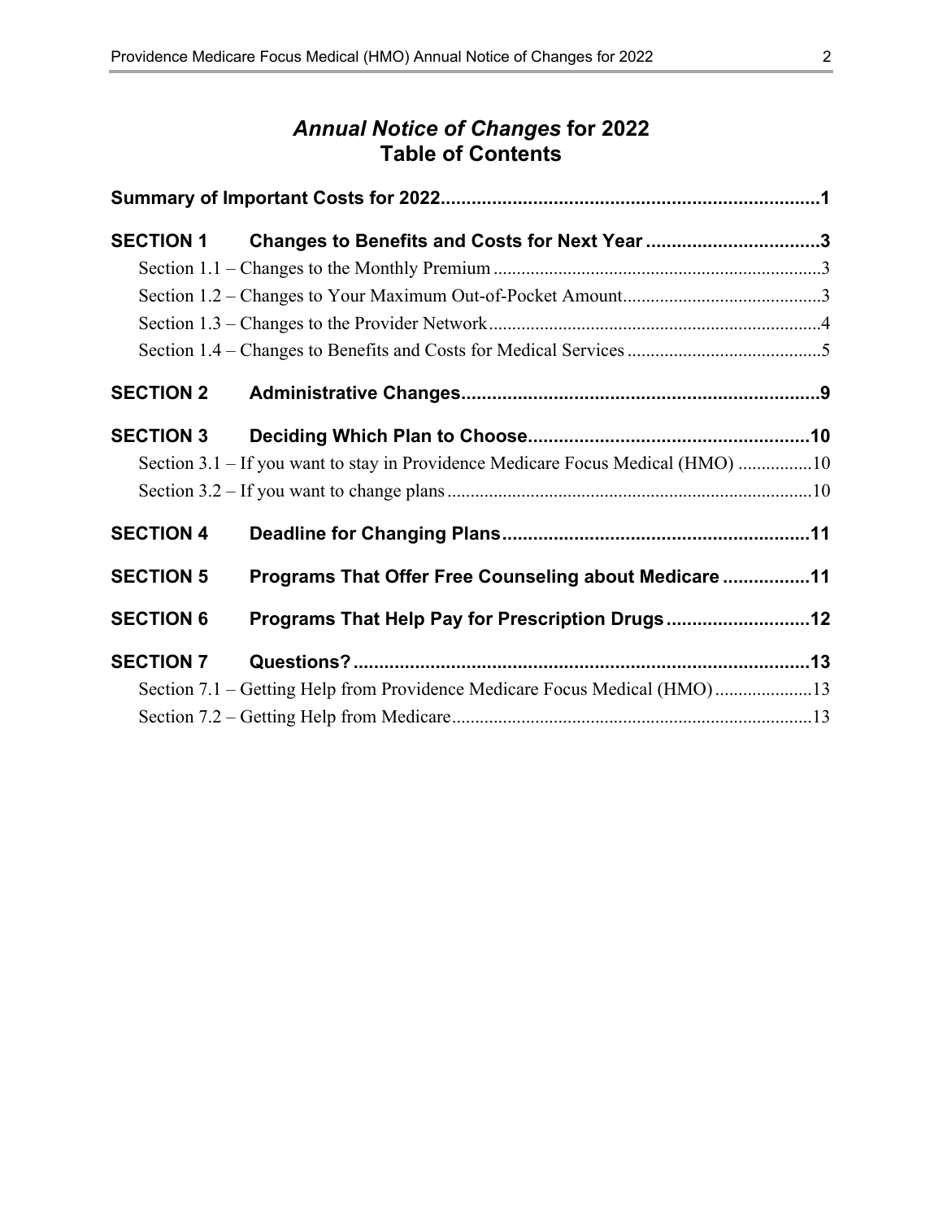# *Annual Notice of Changes* for 2022
# Table of Contents

**Summary of Important Costs for 2022 .......... 1**

**SECTION 1 Changes to Benefits and Costs for Next Year .......... 3**

- Section 1.1 – Changes to the Monthly Premium .......... 3
- Section 1.2 – Changes to Your Maximum Out-of-Pocket Amount .......... 3
- Section 1.3 – Changes to the Provider Network .......... 4
- Section 1.4 – Changes to Benefits and Costs for Medical Services .......... 5

**SECTION 2 Administrative Changes .......... 9**

**SECTION 3 Deciding Which Plan to Choose .......... 10**

- Section 3.1 – If you want to stay in Providence Medicare Focus Medical (HMO) .......... 10
- Section 3.2 – If you want to change plans .......... 10

**SECTION 4 Deadline for Changing Plans .......... 11**

**SECTION 5 Programs That Offer Free Counseling about Medicare .......... 11**

**SECTION 6 Programs That Help Pay for Prescription Drugs .......... 12**

**SECTION 7 Questions? .......... 13**

- Section 7.1 – Getting Help from Providence Medicare Focus Medical (HMO) .......... 13
- Section 7.2 – Getting Help from Medicare .......... 13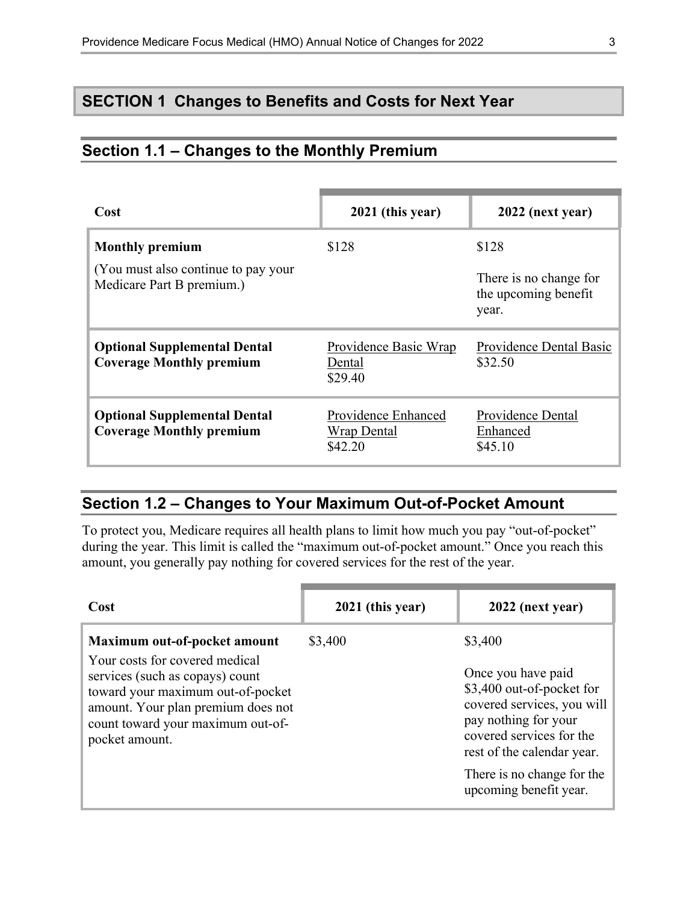# SECTION 1 Changes to Benefits and Costs for Next Year

## Section 1.1 – Changes to the Monthly Premium

| Cost | 2021 (this year) | 2022 (next year) |
|---|---|---|
| **Monthly premium**<br>(You must also continue to pay your Medicare Part B premium.) | $128 | $128<br>There is no change for the upcoming benefit year. |
| **Optional Supplemental Dental Coverage Monthly premium** | Providence Basic Wrap Dental<br>$29.40 | Providence Dental Basic<br>$32.50 |
| **Optional Supplemental Dental Coverage Monthly premium** | Providence Enhanced Wrap Dental<br>$42.20 | Providence Dental Enhanced<br>$45.10 |

## Section 1.2 – Changes to Your Maximum Out-of-Pocket Amount

To protect you, Medicare requires all health plans to limit how much you pay "out-of-pocket" during the year. This limit is called the "maximum out-of-pocket amount." Once you reach this amount, you generally pay nothing for covered services for the rest of the year.

| Cost | 2021 (this year) | 2022 (next year) |
|---|---|---|
| **Maximum out-of-pocket amount**<br>Your costs for covered medical services (such as copays) count toward your maximum out-of-pocket amount. Your plan premium does not count toward your maximum out-of-pocket amount. | $3,400 | $3,400<br>Once you have paid $3,400 out-of-pocket for covered services, you will pay nothing for your covered services for the rest of the calendar year.<br>There is no change for the upcoming benefit year. |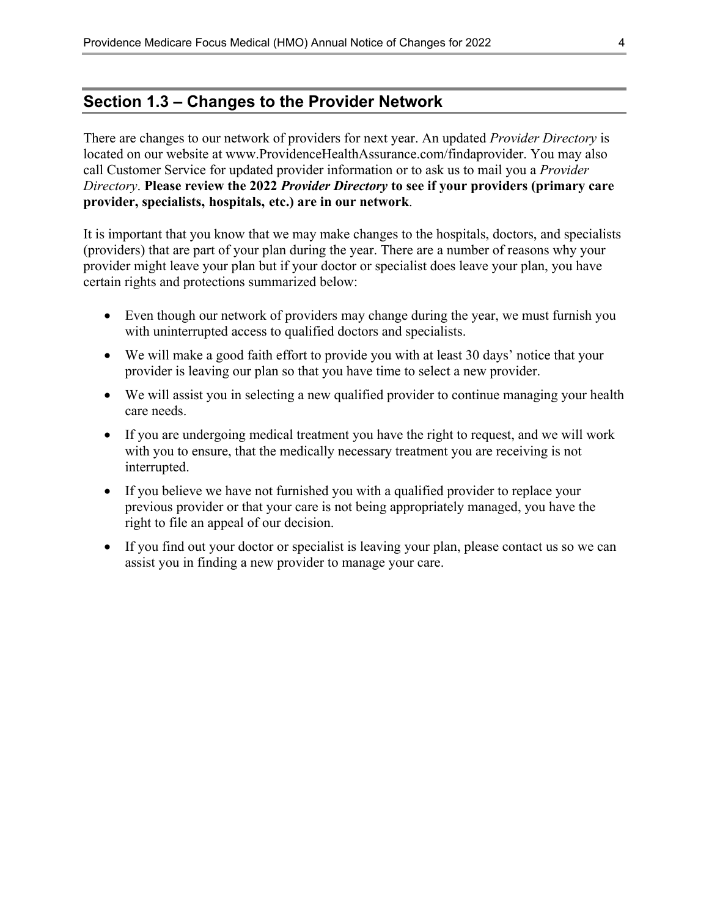## Section 1.3 – Changes to the Provider Network

There are changes to our network of providers for next year. An updated *Provider Directory* is located on our website at www.ProvidenceHealthAssurance.com/findaprovider. You may also call Customer Service for updated provider information or to ask us to mail you a *Provider Directory*. **Please review the 2022 *Provider Directory* to see if your providers (primary care provider, specialists, hospitals, etc.) are in our network**.

It is important that you know that we may make changes to the hospitals, doctors, and specialists (providers) that are part of your plan during the year. There are a number of reasons why your provider might leave your plan but if your doctor or specialist does leave your plan, you have certain rights and protections summarized below:

- Even though our network of providers may change during the year, we must furnish you with uninterrupted access to qualified doctors and specialists.
- We will make a good faith effort to provide you with at least 30 days' notice that your provider is leaving our plan so that you have time to select a new provider.
- We will assist you in selecting a new qualified provider to continue managing your health care needs.
- If you are undergoing medical treatment you have the right to request, and we will work with you to ensure, that the medically necessary treatment you are receiving is not interrupted.
- If you believe we have not furnished you with a qualified provider to replace your previous provider or that your care is not being appropriately managed, you have the right to file an appeal of our decision.
- If you find out your doctor or specialist is leaving your plan, please contact us so we can assist you in finding a new provider to manage your care.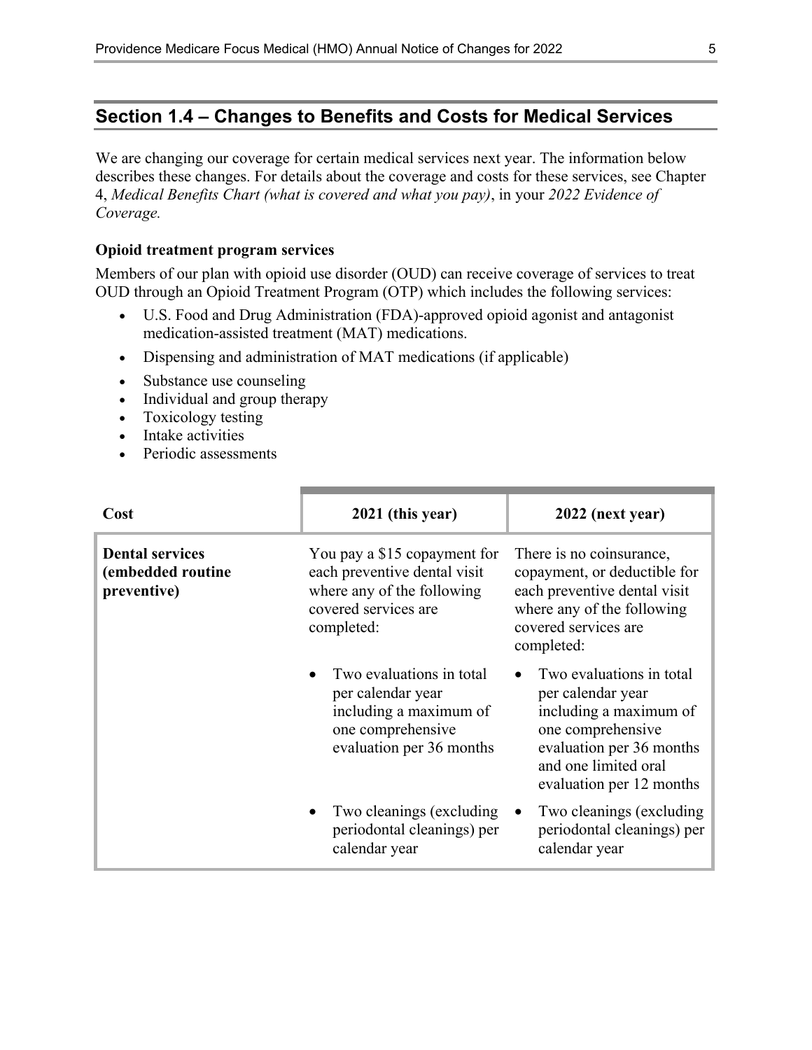## Section 1.4 – Changes to Benefits and Costs for Medical Services

We are changing our coverage for certain medical services next year. The information below describes these changes. For details about the coverage and costs for these services, see Chapter 4, *Medical Benefits Chart (what is covered and what you pay)*, in your *2022 Evidence of Coverage.*

**Opioid treatment program services**

Members of our plan with opioid use disorder (OUD) can receive coverage of services to treat OUD through an Opioid Treatment Program (OTP) which includes the following services:

- U.S. Food and Drug Administration (FDA)-approved opioid agonist and antagonist medication-assisted treatment (MAT) medications.
- Dispensing and administration of MAT medications (if applicable)
- Substance use counseling
- Individual and group therapy
- Toxicology testing
- Intake activities
- Periodic assessments

| Cost | 2021 (this year) | 2022 (next year) |
|---|---|---|
| **Dental services (embedded routine preventive)** | You pay a $15 copayment for each preventive dental visit where any of the following covered services are completed:<br><br>• Two evaluations in total per calendar year including a maximum of one comprehensive evaluation per 36 months<br><br>• Two cleanings (excluding periodontal cleanings) per calendar year | There is no coinsurance, copayment, or deductible for each preventive dental visit where any of the following covered services are completed:<br><br>• Two evaluations in total per calendar year including a maximum of one comprehensive evaluation per 36 months and one limited oral evaluation per 12 months<br><br>• Two cleanings (excluding periodontal cleanings) per calendar year |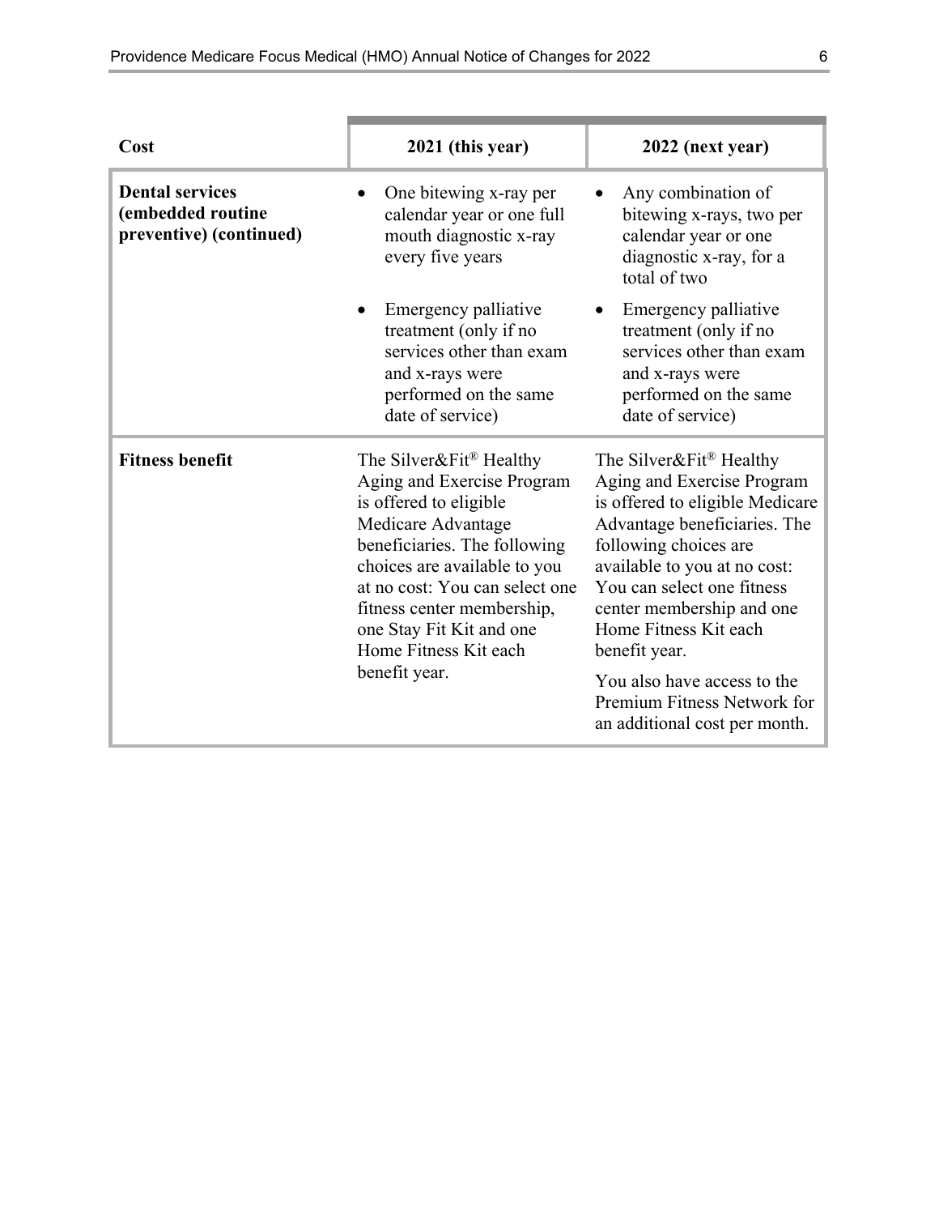| Cost | 2021 (this year) | 2022 (next year) |
|---|---|---|
| **Dental services (embedded routine preventive) (continued)** | • One bitewing x-ray per calendar year or one full mouth diagnostic x-ray every five years<br>• Emergency palliative treatment (only if no services other than exam and x-rays were performed on the same date of service) | • Any combination of bitewing x-rays, two per calendar year or one diagnostic x-ray, for a total of two<br>• Emergency palliative treatment (only if no services other than exam and x-rays were performed on the same date of service) |
| **Fitness benefit** | The Silver&Fit® Healthy Aging and Exercise Program is offered to eligible Medicare Advantage beneficiaries. The following choices are available to you at no cost: You can select one fitness center membership, one Stay Fit Kit and one Home Fitness Kit each benefit year. | The Silver&Fit® Healthy Aging and Exercise Program is offered to eligible Medicare Advantage beneficiaries. The following choices are available to you at no cost: You can select one fitness center membership and one Home Fitness Kit each benefit year.<br><br>You also have access to the Premium Fitness Network for an additional cost per month. |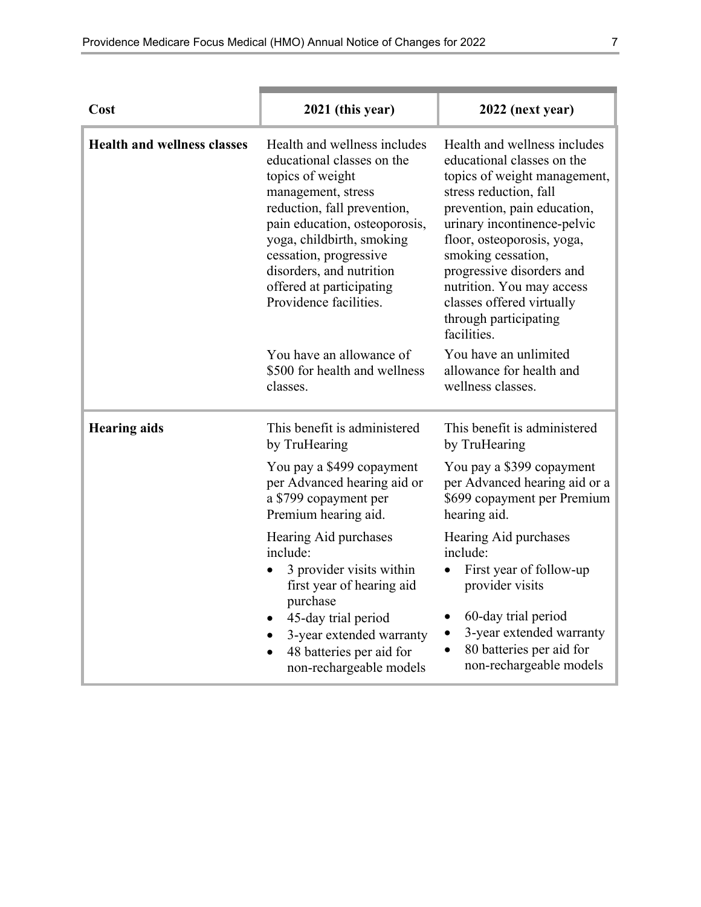| Cost | 2021 (this year) | 2022 (next year) |
|---|---|---|
| **Health and wellness classes** | Health and wellness includes educational classes on the topics of weight management, stress reduction, fall prevention, pain education, osteoporosis, yoga, childbirth, smoking cessation, progressive disorders, and nutrition offered at participating Providence facilities.<br><br>You have an allowance of $500 for health and wellness classes. | Health and wellness includes educational classes on the topics of weight management, stress reduction, fall prevention, pain education, urinary incontinence-pelvic floor, osteoporosis, yoga, smoking cessation, progressive disorders and nutrition. You may access classes offered virtually through participating facilities.<br><br>You have an unlimited allowance for health and wellness classes. |
| **Hearing aids** | This benefit is administered by TruHearing<br><br>You pay a $499 copayment per Advanced hearing aid or a $799 copayment per Premium hearing aid.<br><br>Hearing Aid purchases include:<br>• 3 provider visits within first year of hearing aid purchase<br>• 45-day trial period<br>• 3-year extended warranty<br>• 48 batteries per aid for non-rechargeable models | This benefit is administered by TruHearing<br><br>You pay a $399 copayment per Advanced hearing aid or a $699 copayment per Premium hearing aid.<br><br>Hearing Aid purchases include:<br>• First year of follow-up provider visits<br>• 60-day trial period<br>• 3-year extended warranty<br>• 80 batteries per aid for non-rechargeable models |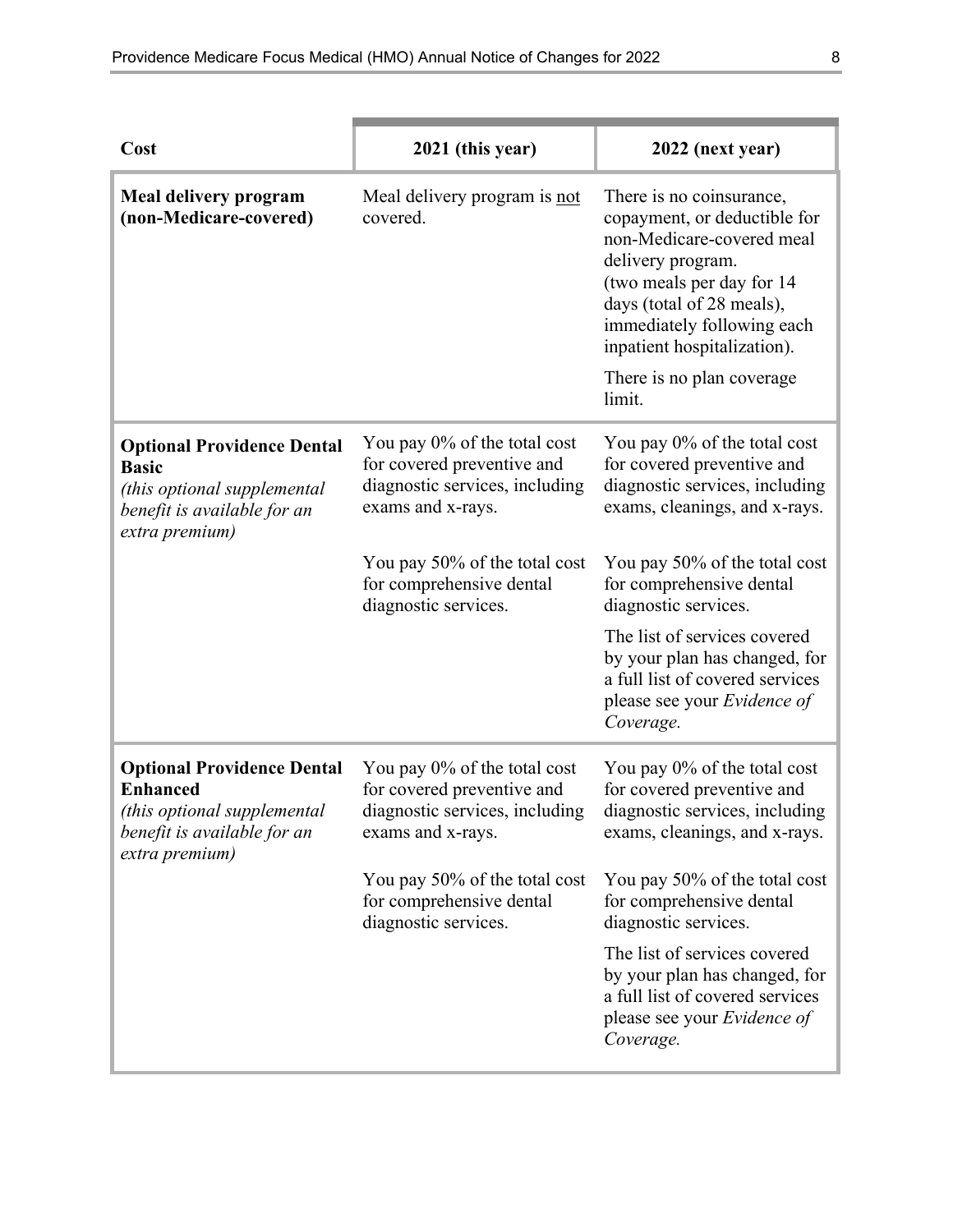| Cost | 2021 (this year) | 2022 (next year) |
|---|---|---|
| **Meal delivery program (non-Medicare-covered)** | Meal delivery program is <u>not</u> covered. | There is no coinsurance, copayment, or deductible for non-Medicare-covered meal delivery program. (two meals per day for 14 days (total of 28 meals), immediately following each inpatient hospitalization).<br><br>There is no plan coverage limit. |
| **Optional Providence Dental Basic** *(this optional supplemental benefit is available for an extra premium)* | You pay 0% of the total cost for covered preventive and diagnostic services, including exams and x-rays.<br><br>You pay 50% of the total cost for comprehensive dental diagnostic services. | You pay 0% of the total cost for covered preventive and diagnostic services, including exams, cleanings, and x-rays.<br><br>You pay 50% of the total cost for comprehensive dental diagnostic services.<br><br>The list of services covered by your plan has changed, for a full list of covered services please see your *Evidence of Coverage.* |
| **Optional Providence Dental Enhanced** *(this optional supplemental benefit is available for an extra premium)* | You pay 0% of the total cost for covered preventive and diagnostic services, including exams and x-rays.<br><br>You pay 50% of the total cost for comprehensive dental diagnostic services. | You pay 0% of the total cost for covered preventive and diagnostic services, including exams, cleanings, and x-rays.<br><br>You pay 50% of the total cost for comprehensive dental diagnostic services.<br><br>The list of services covered by your plan has changed, for a full list of covered services please see your *Evidence of Coverage.* |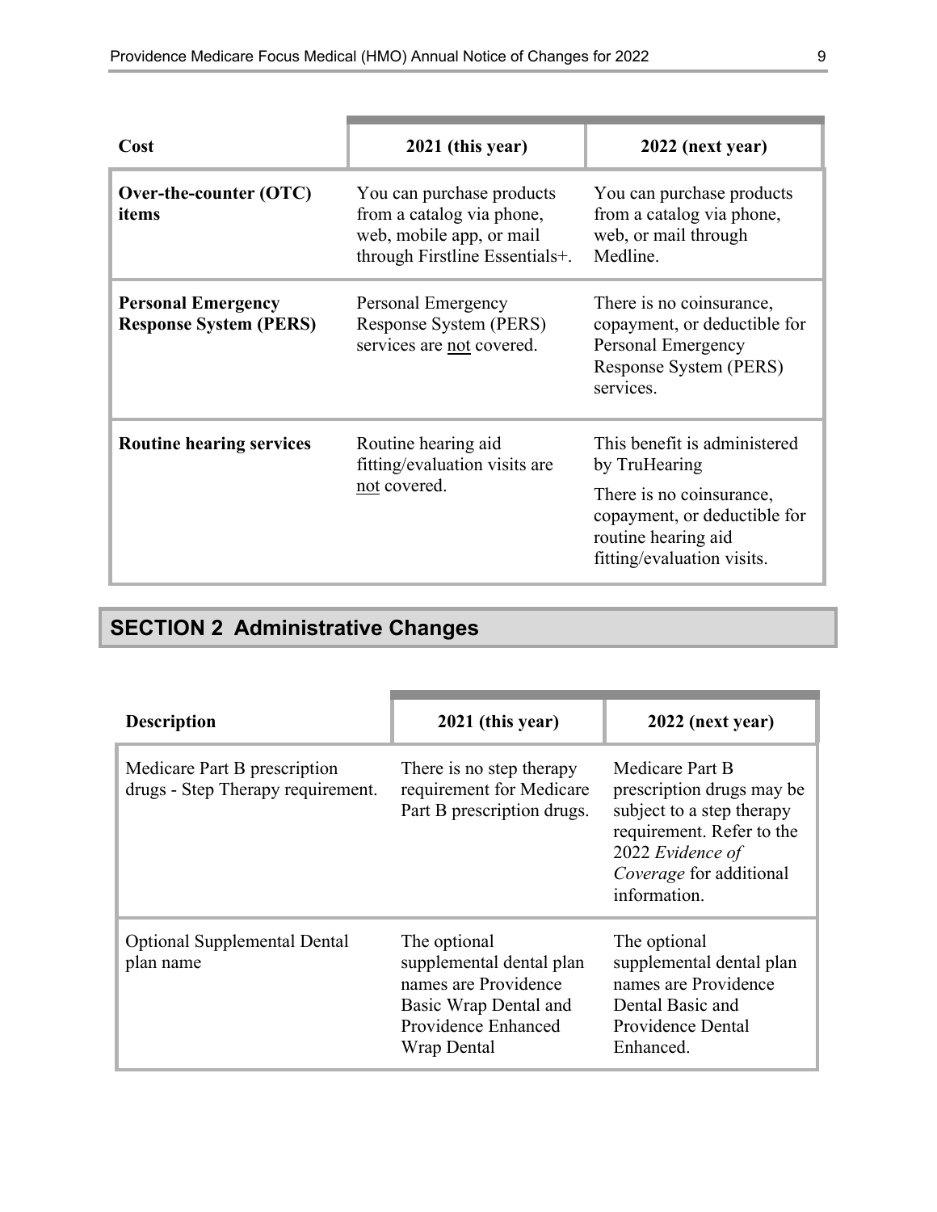| Cost | 2021 (this year) | 2022 (next year) |
|---|---|---|
| **Over-the-counter (OTC) items** | You can purchase products from a catalog via phone, web, mobile app, or mail through Firstline Essentials+. | You can purchase products from a catalog via phone, web, or mail through Medline. |
| **Personal Emergency Response System (PERS)** | Personal Emergency Response System (PERS) services are not covered. | There is no coinsurance, copayment, or deductible for Personal Emergency Response System (PERS) services. |
| **Routine hearing services** | Routine hearing aid fitting/evaluation visits are not covered. | This benefit is administered by TruHearing<br><br>There is no coinsurance, copayment, or deductible for routine hearing aid fitting/evaluation visits. |

## SECTION 2 Administrative Changes

| Description | 2021 (this year) | 2022 (next year) |
|---|---|---|
| Medicare Part B prescription drugs - Step Therapy requirement. | There is no step therapy requirement for Medicare Part B prescription drugs. | Medicare Part B prescription drugs may be subject to a step therapy requirement. Refer to the 2022 *Evidence of Coverage* for additional information. |
| Optional Supplemental Dental plan name | The optional supplemental dental plan names are Providence Basic Wrap Dental and Providence Enhanced Wrap Dental | The optional supplemental dental plan names are Providence Dental Basic and Providence Dental Enhanced. |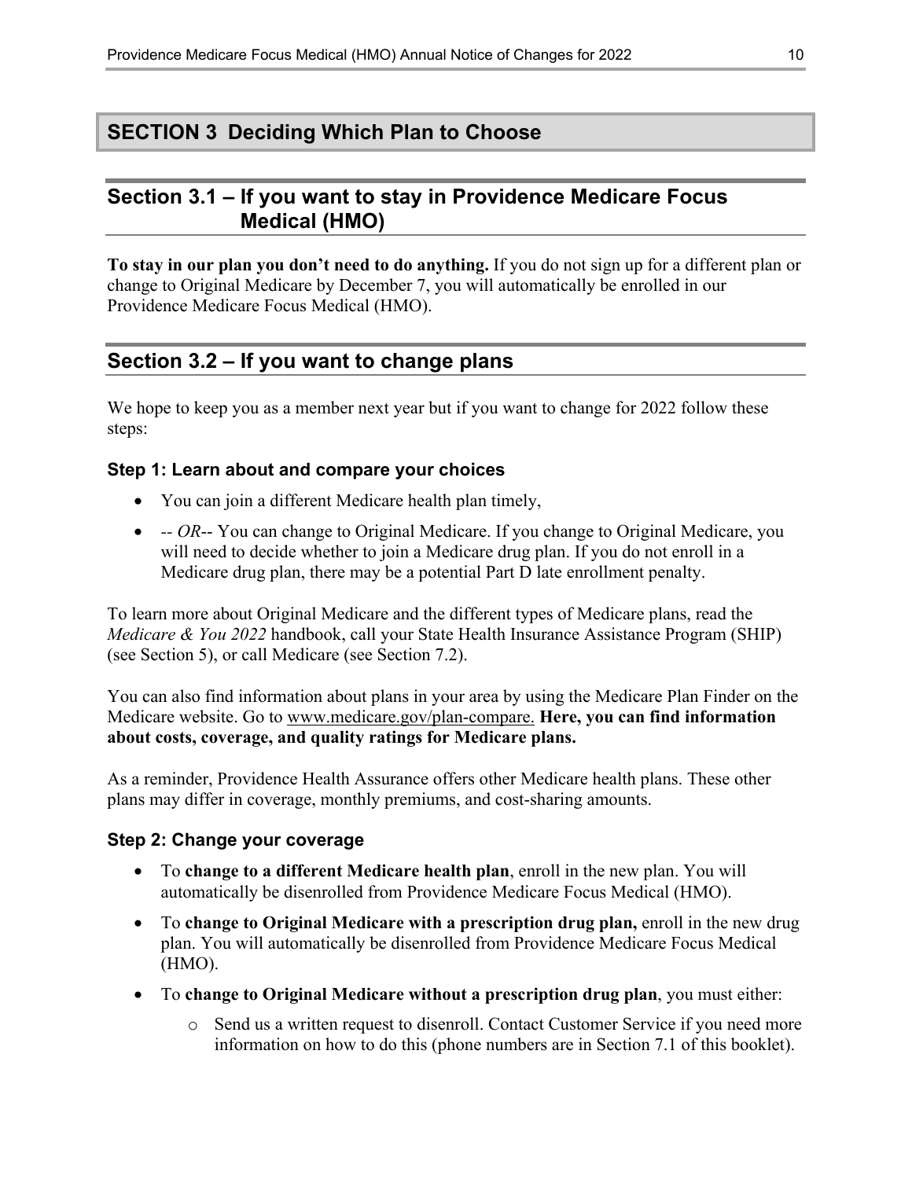# SECTION 3 Deciding Which Plan to Choose

## Section 3.1 – If you want to stay in Providence Medicare Focus Medical (HMO)

**To stay in our plan you don't need to do anything.** If you do not sign up for a different plan or change to Original Medicare by December 7, you will automatically be enrolled in our Providence Medicare Focus Medical (HMO).

## Section 3.2 – If you want to change plans

We hope to keep you as a member next year but if you want to change for 2022 follow these steps:

### Step 1: Learn about and compare your choices

- You can join a different Medicare health plan timely,
- -- *OR*-- You can change to Original Medicare. If you change to Original Medicare, you will need to decide whether to join a Medicare drug plan. If you do not enroll in a Medicare drug plan, there may be a potential Part D late enrollment penalty.

To learn more about Original Medicare and the different types of Medicare plans, read the *Medicare & You 2022* handbook, call your State Health Insurance Assistance Program (SHIP) (see Section 5), or call Medicare (see Section 7.2).

You can also find information about plans in your area by using the Medicare Plan Finder on the Medicare website. Go to www.medicare.gov/plan-compare. **Here, you can find information about costs, coverage, and quality ratings for Medicare plans.**

As a reminder, Providence Health Assurance offers other Medicare health plans. These other plans may differ in coverage, monthly premiums, and cost-sharing amounts.

### Step 2: Change your coverage

- To **change to a different Medicare health plan**, enroll in the new plan. You will automatically be disenrolled from Providence Medicare Focus Medical (HMO).
- To **change to Original Medicare with a prescription drug plan,** enroll in the new drug plan. You will automatically be disenrolled from Providence Medicare Focus Medical (HMO).
- To **change to Original Medicare without a prescription drug plan**, you must either:
  - Send us a written request to disenroll. Contact Customer Service if you need more information on how to do this (phone numbers are in Section 7.1 of this booklet).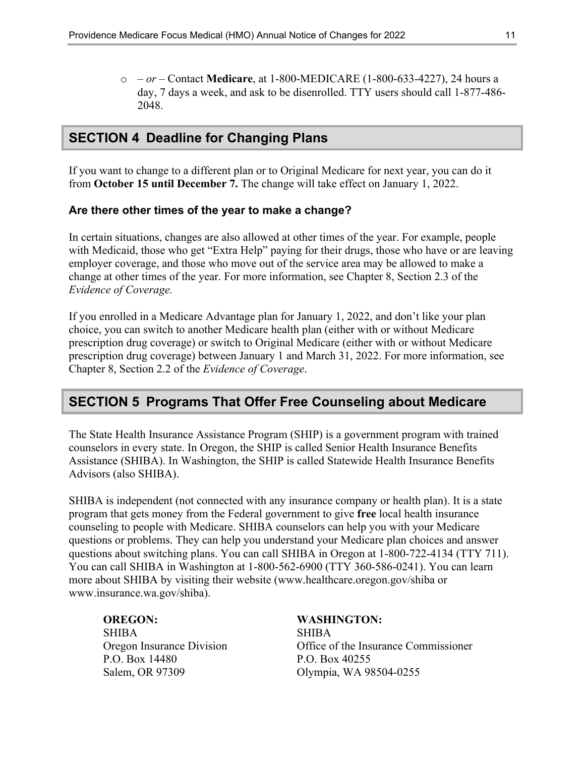- *– or –* Contact **Medicare**, at 1-800-MEDICARE (1-800-633-4227), 24 hours a day, 7 days a week, and ask to be disenrolled. TTY users should call 1-877-486-2048.

## SECTION 4 Deadline for Changing Plans

If you want to change to a different plan or to Original Medicare for next year, you can do it from **October 15 until December 7.** The change will take effect on January 1, 2022.

### Are there other times of the year to make a change?

In certain situations, changes are also allowed at other times of the year. For example, people with Medicaid, those who get "Extra Help" paying for their drugs, those who have or are leaving employer coverage, and those who move out of the service area may be allowed to make a change at other times of the year. For more information, see Chapter 8, Section 2.3 of the *Evidence of Coverage.*

If you enrolled in a Medicare Advantage plan for January 1, 2022, and don't like your plan choice, you can switch to another Medicare health plan (either with or without Medicare prescription drug coverage) or switch to Original Medicare (either with or without Medicare prescription drug coverage) between January 1 and March 31, 2022. For more information, see Chapter 8, Section 2.2 of the *Evidence of Coverage*.

## SECTION 5 Programs That Offer Free Counseling about Medicare

The State Health Insurance Assistance Program (SHIP) is a government program with trained counselors in every state. In Oregon, the SHIP is called Senior Health Insurance Benefits Assistance (SHIBA). In Washington, the SHIP is called Statewide Health Insurance Benefits Advisors (also SHIBA).

SHIBA is independent (not connected with any insurance company or health plan). It is a state program that gets money from the Federal government to give **free** local health insurance counseling to people with Medicare. SHIBA counselors can help you with your Medicare questions or problems. They can help you understand your Medicare plan choices and answer questions about switching plans. You can call SHIBA in Oregon at 1-800-722-4134 (TTY 711). You can call SHIBA in Washington at 1-800-562-6900 (TTY 360-586-0241). You can learn more about SHIBA by visiting their website (www.healthcare.oregon.gov/shiba or www.insurance.wa.gov/shiba).

**OREGON:**
SHIBA
Oregon Insurance Division
P.O. Box 14480
Salem, OR 97309

**WASHINGTON:**
SHIBA
Office of the Insurance Commissioner
P.O. Box 40255
Olympia, WA 98504-0255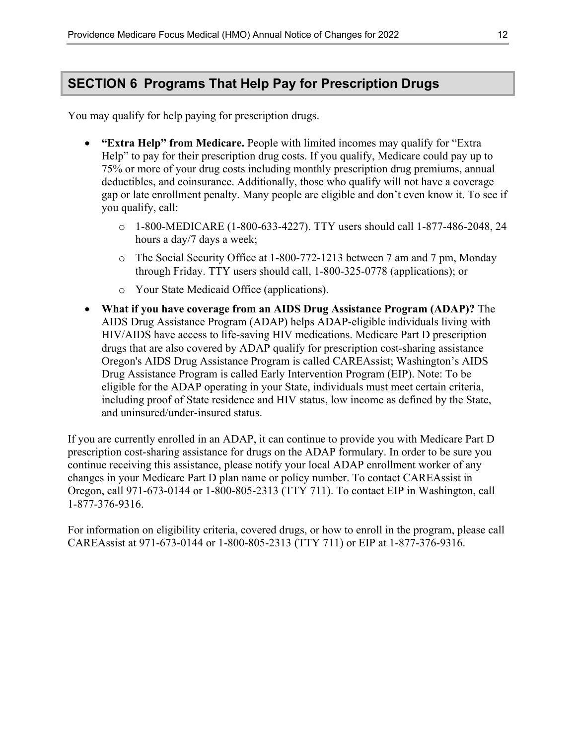## SECTION 6 Programs That Help Pay for Prescription Drugs

You may qualify for help paying for prescription drugs.

- **"Extra Help" from Medicare.** People with limited incomes may qualify for "Extra Help" to pay for their prescription drug costs. If you qualify, Medicare could pay up to 75% or more of your drug costs including monthly prescription drug premiums, annual deductibles, and coinsurance. Additionally, those who qualify will not have a coverage gap or late enrollment penalty. Many people are eligible and don't even know it. To see if you qualify, call:
  - 1-800-MEDICARE (1-800-633-4227). TTY users should call 1-877-486-2048, 24 hours a day/7 days a week;
  - The Social Security Office at 1-800-772-1213 between 7 am and 7 pm, Monday through Friday. TTY users should call, 1-800-325-0778 (applications); or
  - Your State Medicaid Office (applications).
- **What if you have coverage from an AIDS Drug Assistance Program (ADAP)?** The AIDS Drug Assistance Program (ADAP) helps ADAP-eligible individuals living with HIV/AIDS have access to life-saving HIV medications. Medicare Part D prescription drugs that are also covered by ADAP qualify for prescription cost-sharing assistance Oregon's AIDS Drug Assistance Program is called CAREAssist; Washington's AIDS Drug Assistance Program is called Early Intervention Program (EIP). Note: To be eligible for the ADAP operating in your State, individuals must meet certain criteria, including proof of State residence and HIV status, low income as defined by the State, and uninsured/under-insured status.

If you are currently enrolled in an ADAP, it can continue to provide you with Medicare Part D prescription cost-sharing assistance for drugs on the ADAP formulary. In order to be sure you continue receiving this assistance, please notify your local ADAP enrollment worker of any changes in your Medicare Part D plan name or policy number. To contact CAREAssist in Oregon, call 971-673-0144 or 1-800-805-2313 (TTY 711). To contact EIP in Washington, call 1-877-376-9316.

For information on eligibility criteria, covered drugs, or how to enroll in the program, please call CAREAssist at 971-673-0144 or 1-800-805-2313 (TTY 711) or EIP at 1-877-376-9316.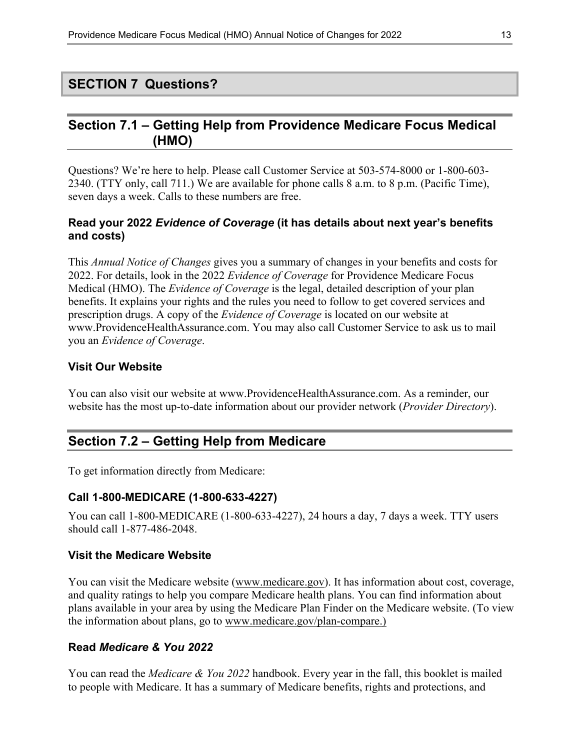# SECTION 7 Questions?

## Section 7.1 – Getting Help from Providence Medicare Focus Medical (HMO)

Questions? We're here to help. Please call Customer Service at 503-574-8000 or 1-800-603-2340. (TTY only, call 711.) We are available for phone calls 8 a.m. to 8 p.m. (Pacific Time), seven days a week. Calls to these numbers are free.

### Read your 2022 *Evidence of Coverage* (it has details about next year's benefits and costs)

This *Annual Notice of Changes* gives you a summary of changes in your benefits and costs for 2022. For details, look in the 2022 *Evidence of Coverage* for Providence Medicare Focus Medical (HMO). The *Evidence of Coverage* is the legal, detailed description of your plan benefits. It explains your rights and the rules you need to follow to get covered services and prescription drugs. A copy of the *Evidence of Coverage* is located on our website at www.ProvidenceHealthAssurance.com. You may also call Customer Service to ask us to mail you an *Evidence of Coverage*.

### Visit Our Website

You can also visit our website at www.ProvidenceHealthAssurance.com. As a reminder, our website has the most up-to-date information about our provider network (*Provider Directory*).

## Section 7.2 – Getting Help from Medicare

To get information directly from Medicare:

### Call 1-800-MEDICARE (1-800-633-4227)

You can call 1-800-MEDICARE (1-800-633-4227), 24 hours a day, 7 days a week. TTY users should call 1-877-486-2048.

### Visit the Medicare Website

You can visit the Medicare website (www.medicare.gov). It has information about cost, coverage, and quality ratings to help you compare Medicare health plans. You can find information about plans available in your area by using the Medicare Plan Finder on the Medicare website. (To view the information about plans, go to www.medicare.gov/plan-compare.)

### Read *Medicare & You 2022*

You can read the *Medicare & You 2022* handbook. Every year in the fall, this booklet is mailed to people with Medicare. It has a summary of Medicare benefits, rights and protections, and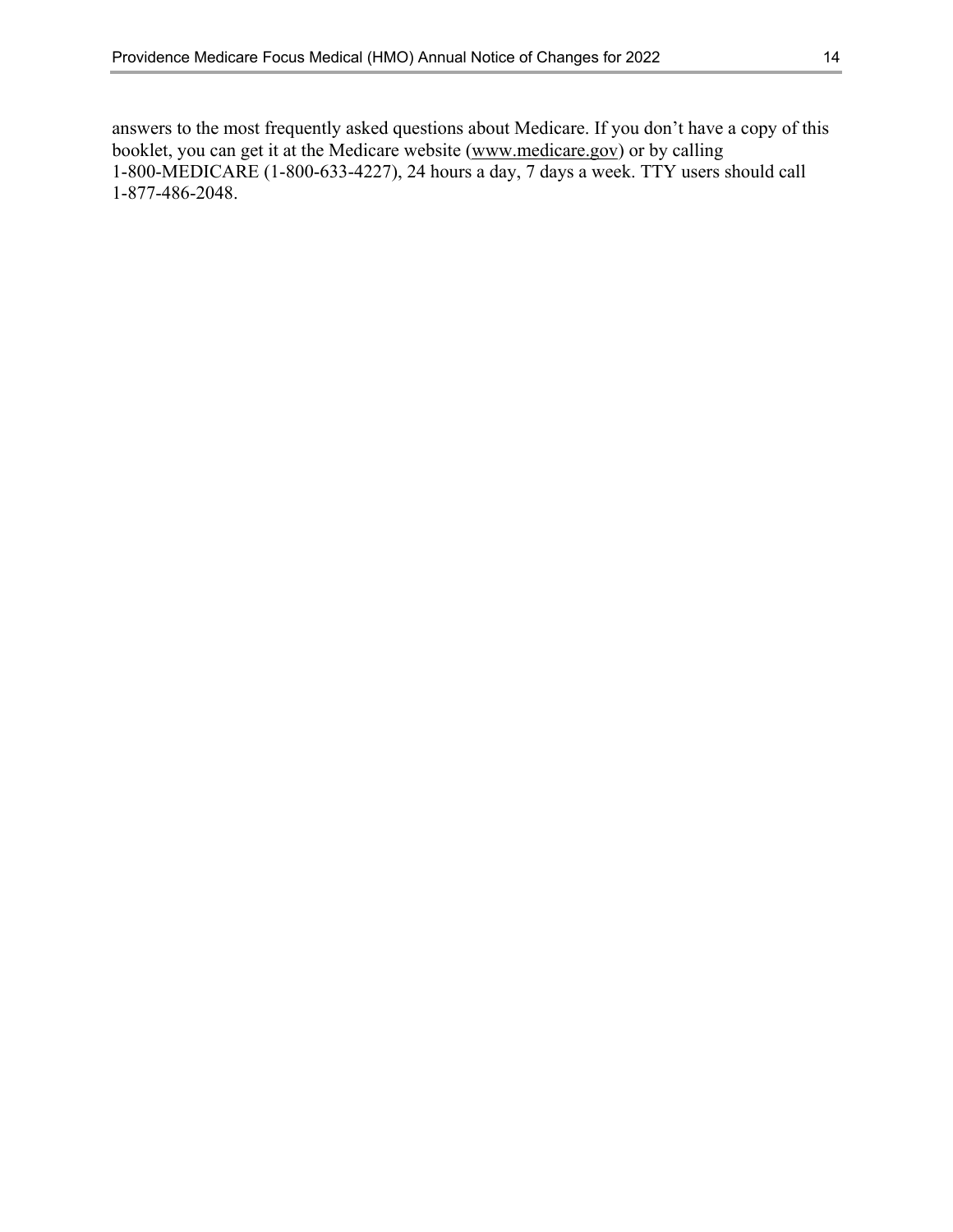answers to the most frequently asked questions about Medicare. If you don't have a copy of this booklet, you can get it at the Medicare website (www.medicare.gov) or by calling 1-800-MEDICARE (1-800-633-4227), 24 hours a day, 7 days a week. TTY users should call 1-877-486-2048.